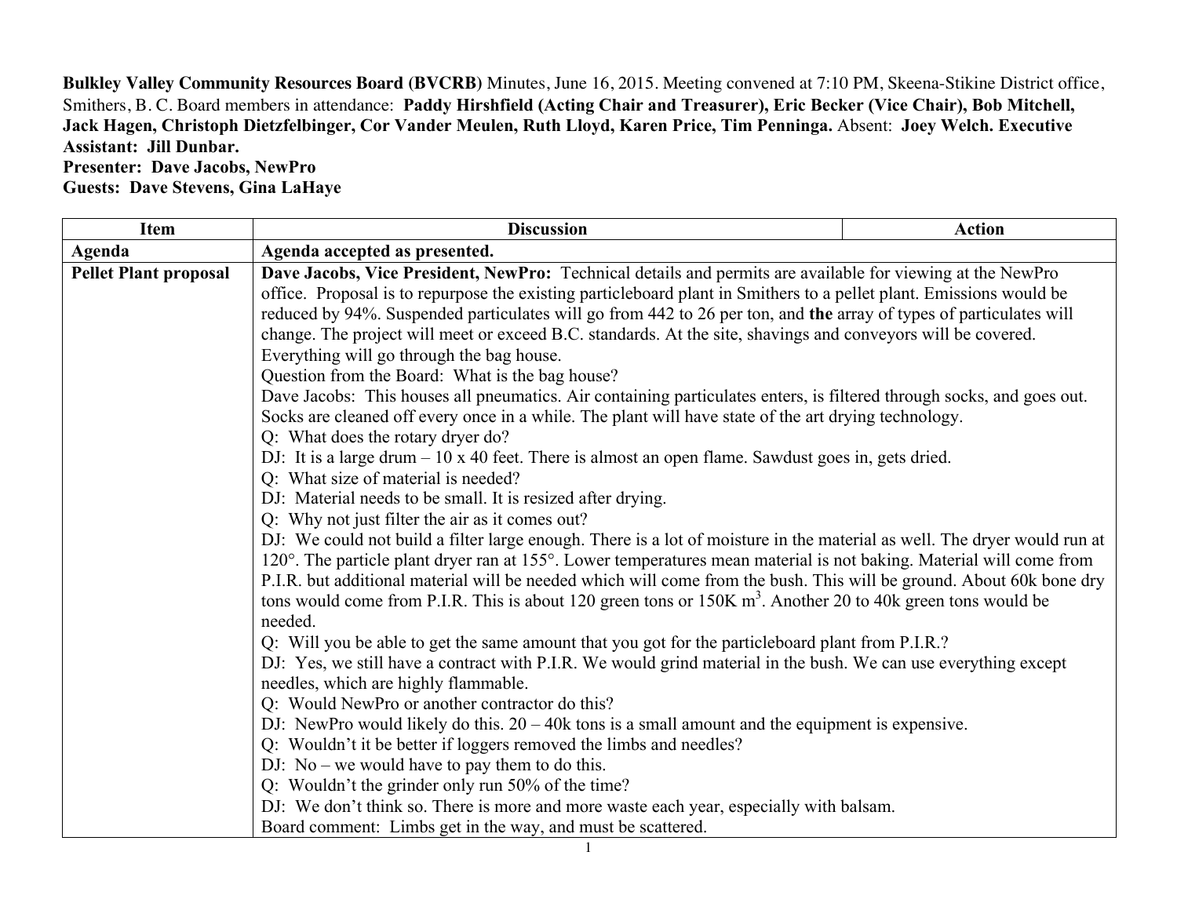**Bulkley Valley Community Resources Board (BVCRB)** Minutes, June 16, 2015. Meeting convened at 7:10 PM, Skeena-Stikine District office, Smithers, B. C. Board members in attendance: **Paddy Hirshfield (Acting Chair and Treasurer), Eric Becker (Vice Chair), Bob Mitchell, Jack Hagen, Christoph Dietzfelbinger, Cor Vander Meulen, Ruth Lloyd, Karen Price, Tim Penninga.** Absent: **Joey Welch. Executive Assistant: Jill Dunbar.**

**Presenter: Dave Jacobs, NewPro**

**Guests: Dave Stevens, Gina LaHaye**

| Item | Discussion | Action |
|---|---|---|
| **Agenda** | **Agenda accepted as presented.** | |
| **Pellet Plant proposal** | **Dave Jacobs, Vice President, NewPro:** Technical details and permits are available for viewing at the NewPro office. Proposal is to repurpose the existing particleboard plant in Smithers to a pellet plant. Emissions would be reduced by 94%. Suspended particulates will go from 442 to 26 per ton, and **the** array of types of particulates will change. The project will meet or exceed B.C. standards. At the site, shavings and conveyors will be covered. Everything will go through the bag house.<br>Question from the Board: What is the bag house?<br>Dave Jacobs: This houses all pneumatics. Air containing particulates enters, is filtered through socks, and goes out. Socks are cleaned off every once in a while. The plant will have state of the art drying technology.<br>Q: What does the rotary dryer do?<br>DJ: It is a large drum – 10 x 40 feet. There is almost an open flame. Sawdust goes in, gets dried.<br>Q: What size of material is needed?<br>DJ: Material needs to be small. It is resized after drying.<br>Q: Why not just filter the air as it comes out?<br>DJ: We could not build a filter large enough. There is a lot of moisture in the material as well. The dryer would run at 120°. The particle plant dryer ran at 155°. Lower temperatures mean material is not baking. Material will come from P.I.R. but additional material will be needed which will come from the bush. This will be ground. About 60k bone dry tons would come from P.I.R. This is about 120 green tons or 150K $m^3$. Another 20 to 40k green tons would be needed.<br>Q: Will you be able to get the same amount that you got for the particleboard plant from P.I.R.?<br>DJ: Yes, we still have a contract with P.I.R. We would grind material in the bush. We can use everything except needles, which are highly flammable.<br>Q: Would NewPro or another contractor do this?<br>DJ: NewPro would likely do this. 20 – 40k tons is a small amount and the equipment is expensive.<br>Q: Wouldn't it be better if loggers removed the limbs and needles?<br>DJ: No – we would have to pay them to do this.<br>Q: Wouldn't the grinder only run 50% of the time?<br>DJ: We don't think so. There is more and more waste each year, especially with balsam.<br>Board comment: Limbs get in the way, and must be scattered. | |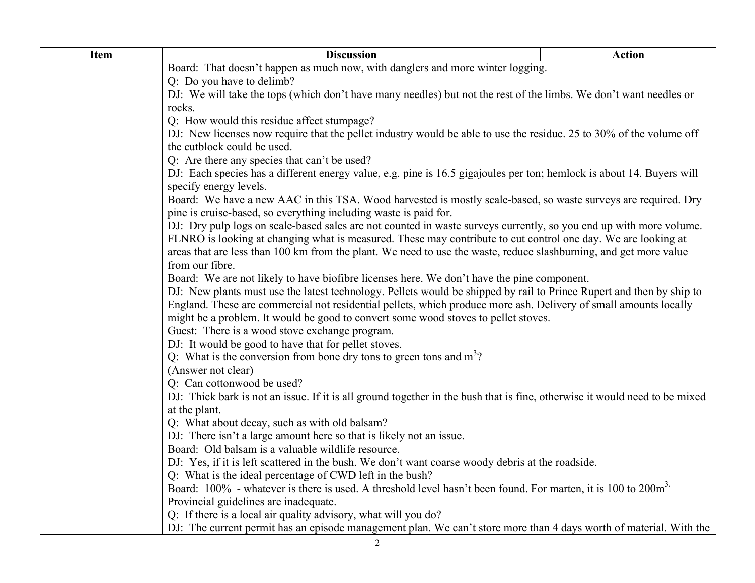| Item | Discussion | Action |
|---|---|---|
| | Board: That doesn't happen as much now, with danglers and more winter logging.<br>Q: Do you have to delimb?<br>DJ: We will take the tops (which don't have many needles) but not the rest of the limbs. We don't want needles or rocks.<br>Q: How would this residue affect stumpage?<br>DJ: New licenses now require that the pellet industry would be able to use the residue. 25 to 30% of the volume off the cutblock could be used.<br>Q: Are there any species that can't be used?<br>DJ: Each species has a different energy value, e.g. pine is 16.5 gigajoules per ton; hemlock is about 14. Buyers will specify energy levels.<br>Board: We have a new AAC in this TSA. Wood harvested is mostly scale-based, so waste surveys are required. Dry pine is cruise-based, so everything including waste is paid for.<br>DJ: Dry pulp logs on scale-based sales are not counted in waste surveys currently, so you end up with more volume. FLNRO is looking at changing what is measured. These may contribute to cut control one day. We are looking at areas that are less than 100 km from the plant. We need to use the waste, reduce slashburning, and get more value from our fibre.<br>Board: We are not likely to have biofibre licenses here. We don't have the pine component.<br>DJ: New plants must use the latest technology. Pellets would be shipped by rail to Prince Rupert and then by ship to England. These are commercial not residential pellets, which produce more ash. Delivery of small amounts locally might be a problem. It would be good to convert some wood stoves to pellet stoves.<br>Guest: There is a wood stove exchange program.<br>DJ: It would be good to have that for pellet stoves.<br>Q: What is the conversion from bone dry tons to green tons and $m^3$?<br>(Answer not clear)<br>Q: Can cottonwood be used?<br>DJ: Thick bark is not an issue. If it is all ground together in the bush that is fine, otherwise it would need to be mixed at the plant.<br>Q: What about decay, such as with old balsam?<br>DJ: There isn't a large amount here so that is likely not an issue.<br>Board: Old balsam is a valuable wildlife resource.<br>DJ: Yes, if it is left scattered in the bush. We don't want coarse woody debris at the roadside.<br>Q: What is the ideal percentage of CWD left in the bush?<br>Board: 100% - whatever is there is used. A threshold level hasn't been found. For marten, it is 100 to $200m^3$.<br>Provincial guidelines are inadequate.<br>Q: If there is a local air quality advisory, what will you do?<br>DJ: The current permit has an episode management plan. We can't store more than 4 days worth of material. With the | |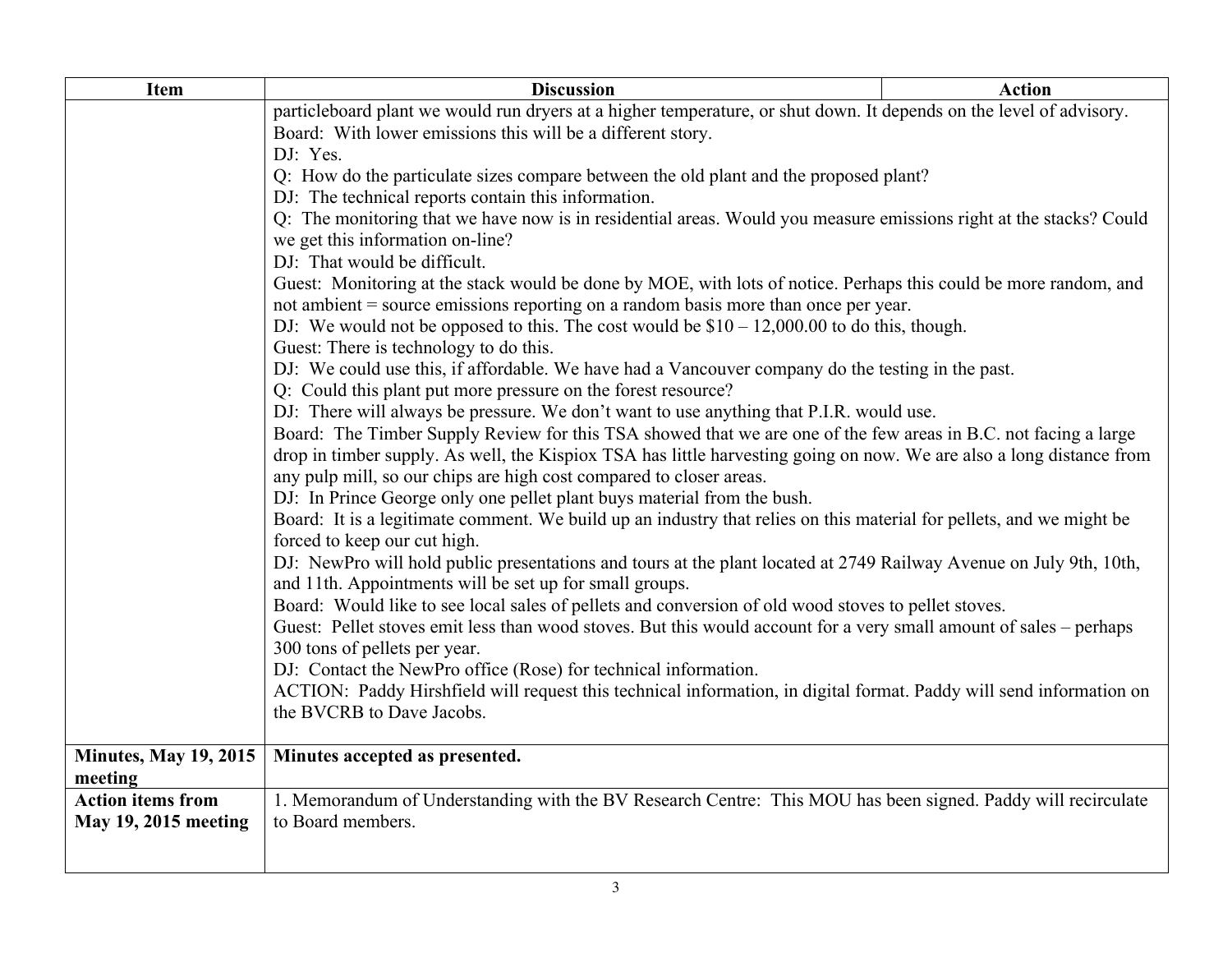| Item | Discussion | Action |
|---|---|---|
| | particleboard plant we would run dryers at a higher temperature, or shut down. It depends on the level of advisory.<br>Board: With lower emissions this will be a different story.<br>DJ: Yes.<br>Q: How do the particulate sizes compare between the old plant and the proposed plant?<br>DJ: The technical reports contain this information.<br>Q: The monitoring that we have now is in residential areas. Would you measure emissions right at the stacks? Could we get this information on-line?<br>DJ: That would be difficult.<br>Guest: Monitoring at the stack would be done by MOE, with lots of notice. Perhaps this could be more random, and not ambient = source emissions reporting on a random basis more than once per year.<br>DJ: We would not be opposed to this. The cost would be $10 – 12,000.00 to do this, though.<br>Guest: There is technology to do this.<br>DJ: We could use this, if affordable. We have had a Vancouver company do the testing in the past.<br>Q: Could this plant put more pressure on the forest resource?<br>DJ: There will always be pressure. We don't want to use anything that P.I.R. would use.<br>Board: The Timber Supply Review for this TSA showed that we are one of the few areas in B.C. not facing a large drop in timber supply. As well, the Kispiox TSA has little harvesting going on now. We are also a long distance from any pulp mill, so our chips are high cost compared to closer areas.<br>DJ: In Prince George only one pellet plant buys material from the bush.<br>Board: It is a legitimate comment. We build up an industry that relies on this material for pellets, and we might be forced to keep our cut high.<br>DJ: NewPro will hold public presentations and tours at the plant located at 2749 Railway Avenue on July 9th, 10th, and 11th. Appointments will be set up for small groups.<br>Board: Would like to see local sales of pellets and conversion of old wood stoves to pellet stoves.<br>Guest: Pellet stoves emit less than wood stoves. But this would account for a very small amount of sales – perhaps 300 tons of pellets per year.<br>DJ: Contact the NewPro office (Rose) for technical information.<br>ACTION: Paddy Hirshfield will request this technical information, in digital format. Paddy will send information on the BVCRB to Dave Jacobs. | |
| **Minutes, May 19, 2015 meeting** | **Minutes accepted as presented.** | |
| **Action items from May 19, 2015 meeting** | 1. Memorandum of Understanding with the BV Research Centre: This MOU has been signed. Paddy will recirculate to Board members. | |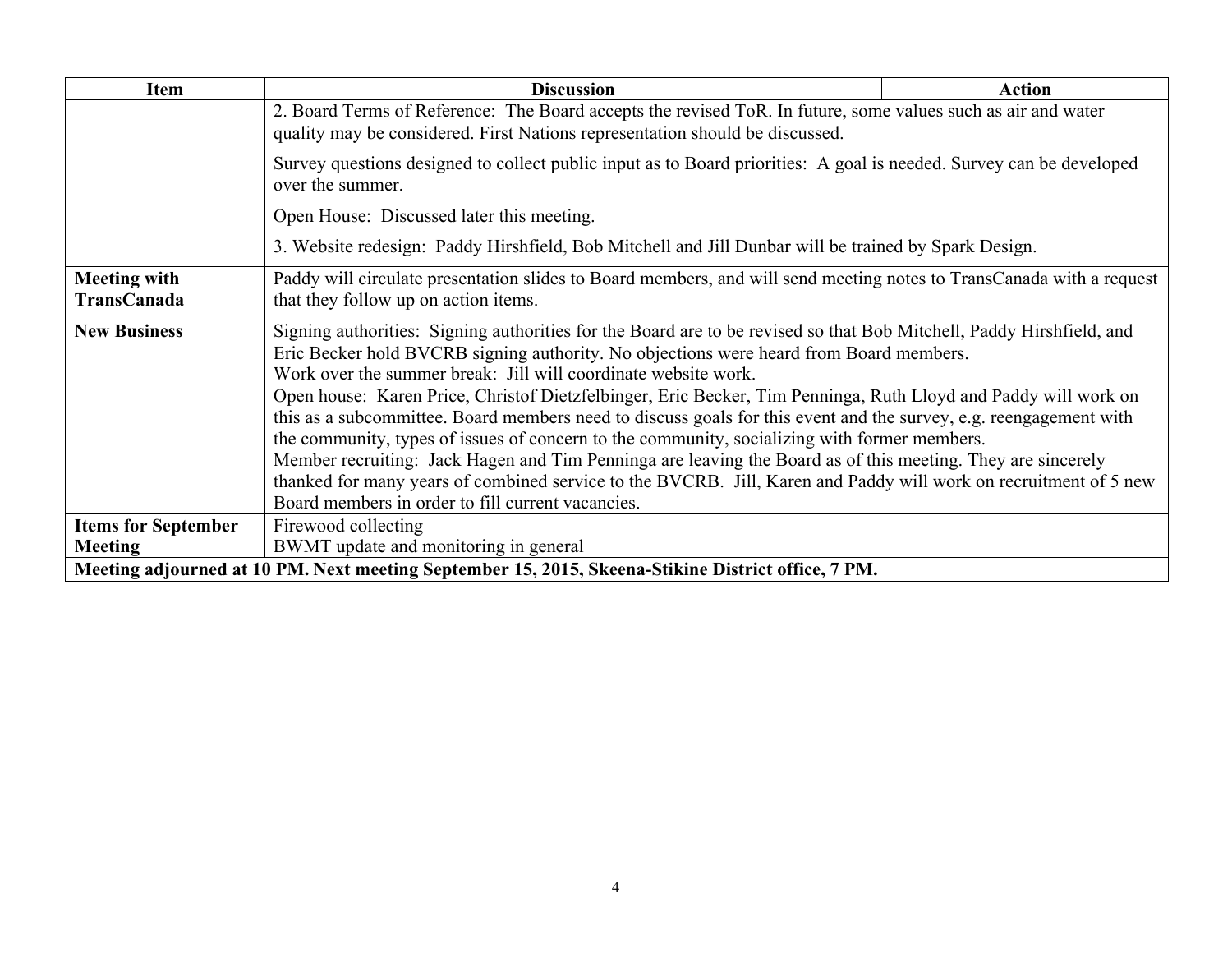| Item | Discussion | Action |
|---|---|---|
| | 2. Board Terms of Reference: The Board accepts the revised ToR. In future, some values such as air and water quality may be considered. First Nations representation should be discussed.<br><br>Survey questions designed to collect public input as to Board priorities: A goal is needed. Survey can be developed over the summer.<br><br>Open House: Discussed later this meeting.<br><br>3. Website redesign: Paddy Hirshfield, Bob Mitchell and Jill Dunbar will be trained by Spark Design. | |
| **Meeting with TransCanada** | Paddy will circulate presentation slides to Board members, and will send meeting notes to TransCanada with a request that they follow up on action items. | |
| **New Business** | Signing authorities: Signing authorities for the Board are to be revised so that Bob Mitchell, Paddy Hirshfield, and Eric Becker hold BVCRB signing authority. No objections were heard from Board members.<br>Work over the summer break: Jill will coordinate website work.<br>Open house: Karen Price, Christof Dietzfelbinger, Eric Becker, Tim Penninga, Ruth Lloyd and Paddy will work on this as a subcommittee. Board members need to discuss goals for this event and the survey, e.g. reengagement with the community, types of issues of concern to the community, socializing with former members.<br>Member recruiting: Jack Hagen and Tim Penninga are leaving the Board as of this meeting. They are sincerely thanked for many years of combined service to the BVCRB. Jill, Karen and Paddy will work on recruitment of 5 new Board members in order to fill current vacancies. | |
| **Items for September Meeting** | Firewood collecting<br>BWMT update and monitoring in general | |
| **Meeting adjourned at 10 PM. Next meeting September 15, 2015, Skeena-Stikine District office, 7 PM.** | | |